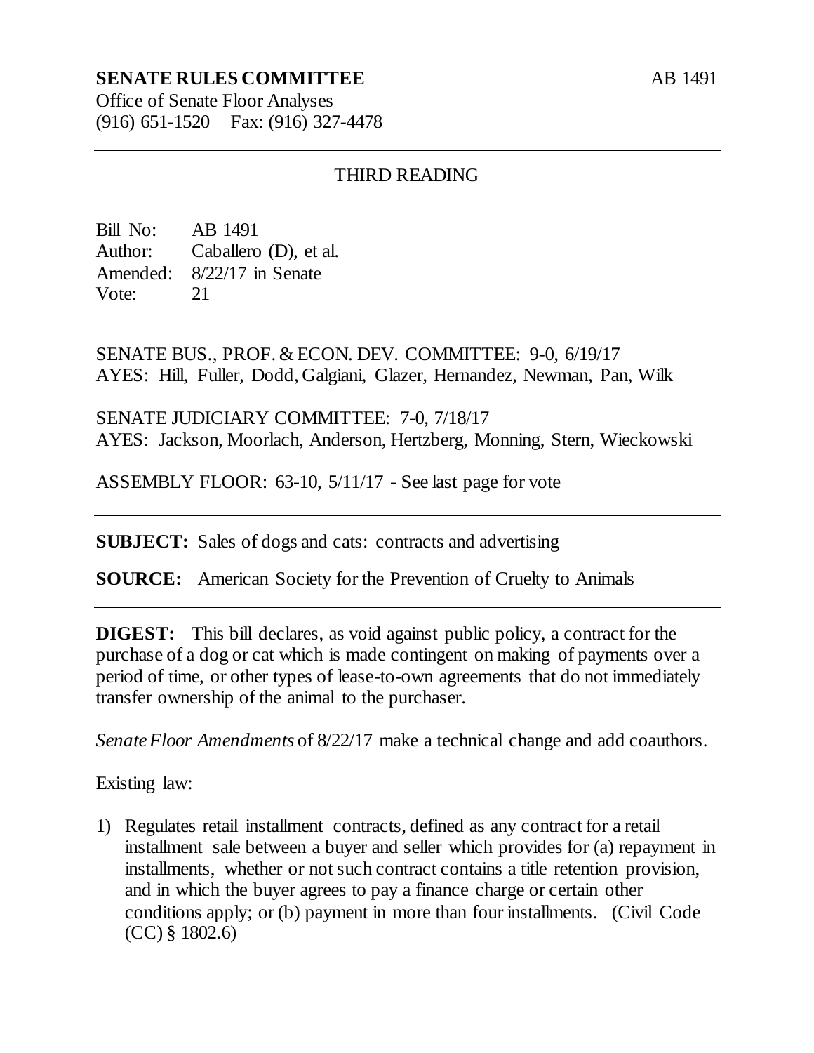**SENATE RULES COMMITTEE** AB 1491

Office of Senate Floor Analyses
(916) 651-1520 Fax: (916) 327-4478

---

THIRD READING

---

Bill No: AB 1491
Author: Caballero (D), et al.
Amended: 8/22/17 in Senate
Vote: 21

---

SENATE BUS., PROF. & ECON. DEV. COMMITTEE: 9-0, 6/19/17
AYES: Hill, Fuller, Dodd, Galgiani, Glazer, Hernandez, Newman, Pan, Wilk

SENATE JUDICIARY COMMITTEE: 7-0, 7/18/17
AYES: Jackson, Moorlach, Anderson, Hertzberg, Monning, Stern, Wieckowski

ASSEMBLY FLOOR: 63-10, 5/11/17 - See last page for vote

---

**SUBJECT:** Sales of dogs and cats: contracts and advertising

**SOURCE:** American Society for the Prevention of Cruelty to Animals

---

**DIGEST:** This bill declares, as void against public policy, a contract for the purchase of a dog or cat which is made contingent on making of payments over a period of time, or other types of lease-to-own agreements that do not immediately transfer ownership of the animal to the purchaser.

*Senate Floor Amendments* of 8/22/17 make a technical change and add coauthors.

Existing law:

1) Regulates retail installment contracts, defined as any contract for a retail installment sale between a buyer and seller which provides for (a) repayment in installments, whether or not such contract contains a title retention provision, and in which the buyer agrees to pay a finance charge or certain other conditions apply; or (b) payment in more than four installments. (Civil Code (CC) § 1802.6)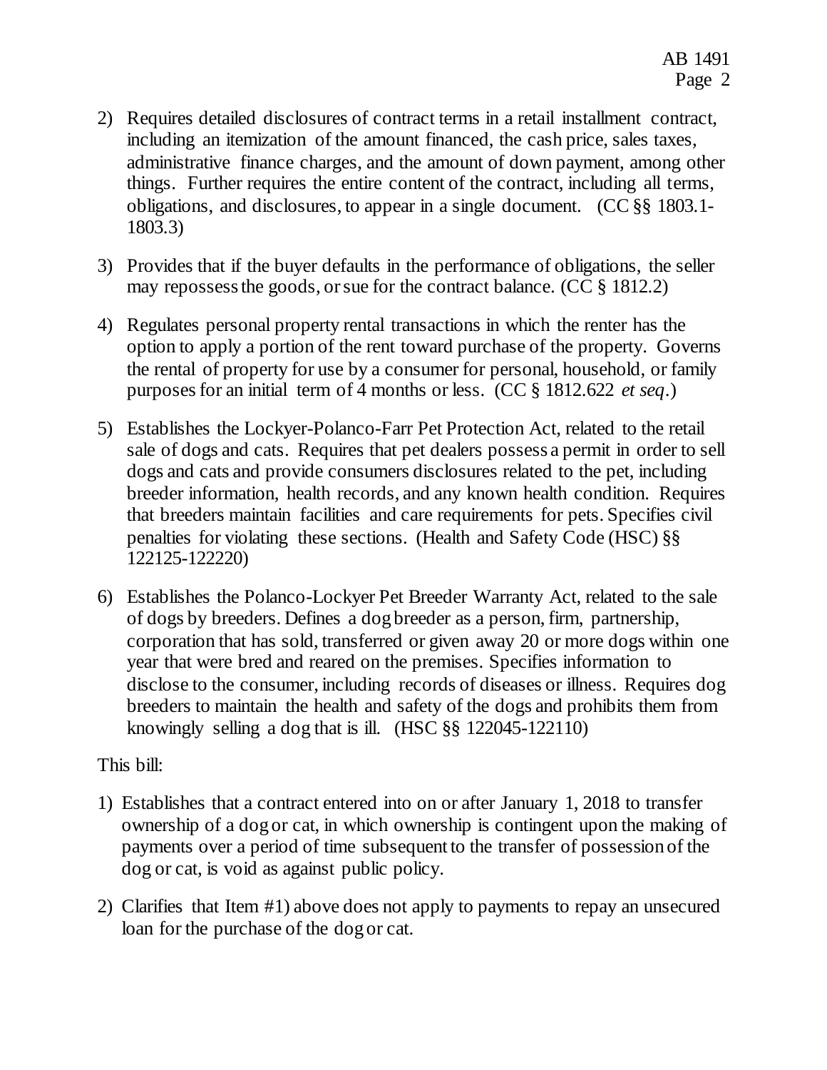2) Requires detailed disclosures of contract terms in a retail installment contract, including an itemization of the amount financed, the cash price, sales taxes, administrative finance charges, and the amount of down payment, among other things. Further requires the entire content of the contract, including all terms, obligations, and disclosures, to appear in a single document. (CC §§ 1803.1-1803.3)

3) Provides that if the buyer defaults in the performance of obligations, the seller may repossess the goods, or sue for the contract balance. (CC § 1812.2)

4) Regulates personal property rental transactions in which the renter has the option to apply a portion of the rent toward purchase of the property. Governs the rental of property for use by a consumer for personal, household, or family purposes for an initial term of 4 months or less. (CC § 1812.622 *et seq*.)

5) Establishes the Lockyer-Polanco-Farr Pet Protection Act, related to the retail sale of dogs and cats. Requires that pet dealers possess a permit in order to sell dogs and cats and provide consumers disclosures related to the pet, including breeder information, health records, and any known health condition. Requires that breeders maintain facilities and care requirements for pets. Specifies civil penalties for violating these sections. (Health and Safety Code (HSC) §§ 122125-122220)

6) Establishes the Polanco-Lockyer Pet Breeder Warranty Act, related to the sale of dogs by breeders. Defines a dog breeder as a person, firm, partnership, corporation that has sold, transferred or given away 20 or more dogs within one year that were bred and reared on the premises. Specifies information to disclose to the consumer, including records of diseases or illness. Requires dog breeders to maintain the health and safety of the dogs and prohibits them from knowingly selling a dog that is ill. (HSC §§ 122045-122110)

This bill:

1) Establishes that a contract entered into on or after January 1, 2018 to transfer ownership of a dog or cat, in which ownership is contingent upon the making of payments over a period of time subsequent to the transfer of possession of the dog or cat, is void as against public policy.

2) Clarifies that Item #1) above does not apply to payments to repay an unsecured loan for the purchase of the dog or cat.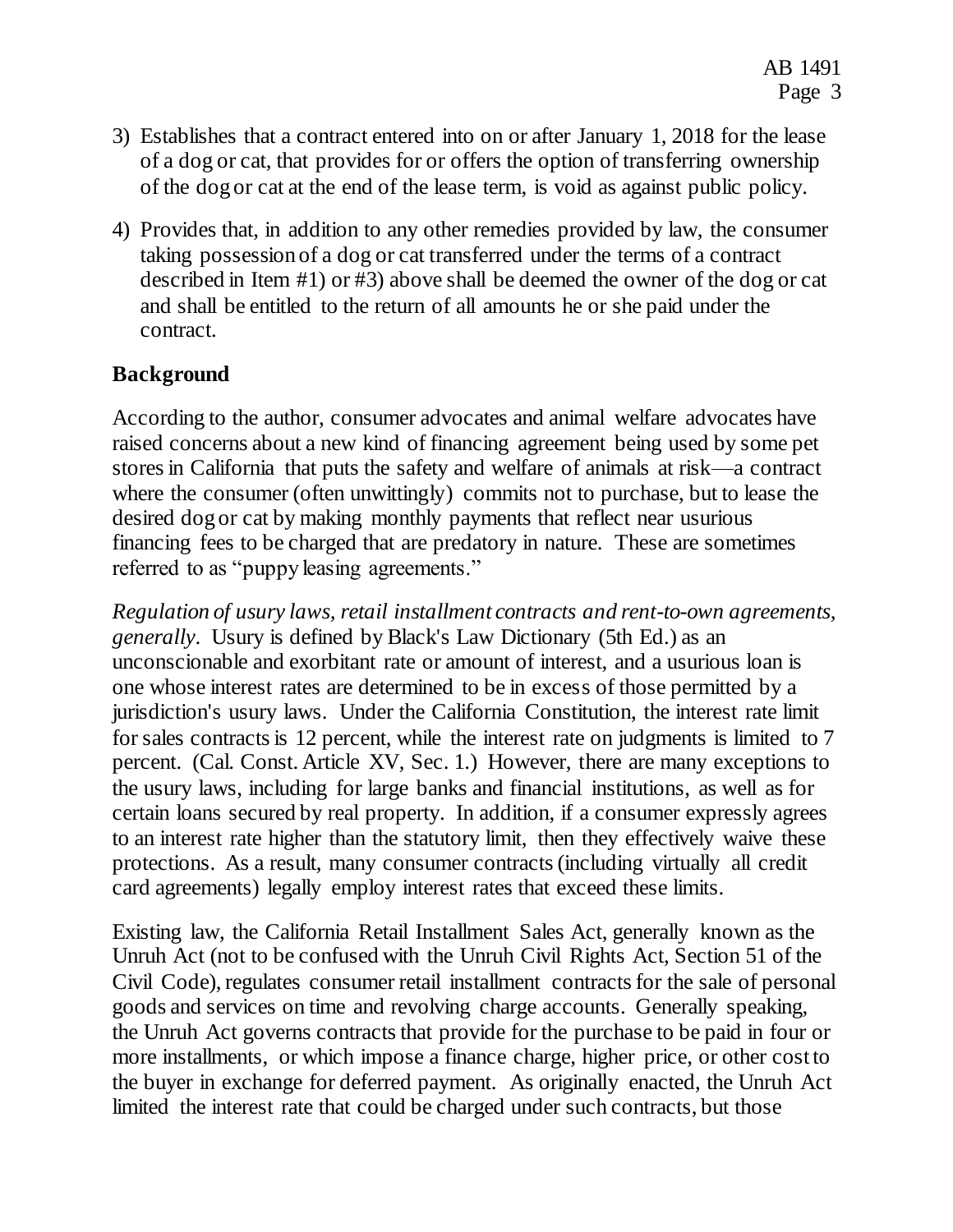3) Establishes that a contract entered into on or after January 1, 2018 for the lease of a dog or cat, that provides for or offers the option of transferring ownership of the dog or cat at the end of the lease term, is void as against public policy.

4) Provides that, in addition to any other remedies provided by law, the consumer taking possession of a dog or cat transferred under the terms of a contract described in Item #1) or #3) above shall be deemed the owner of the dog or cat and shall be entitled to the return of all amounts he or she paid under the contract.

## Background

According to the author, consumer advocates and animal welfare advocates have raised concerns about a new kind of financing agreement being used by some pet stores in California that puts the safety and welfare of animals at risk—a contract where the consumer (often unwittingly) commits not to purchase, but to lease the desired dog or cat by making monthly payments that reflect near usurious financing fees to be charged that are predatory in nature. These are sometimes referred to as "puppy leasing agreements."

*Regulation of usury laws, retail installment contracts and rent-to-own agreements, generally*. Usury is defined by Black's Law Dictionary (5th Ed.) as an unconscionable and exorbitant rate or amount of interest, and a usurious loan is one whose interest rates are determined to be in excess of those permitted by a jurisdiction's usury laws. Under the California Constitution, the interest rate limit for sales contracts is 12 percent, while the interest rate on judgments is limited to 7 percent. (Cal. Const. Article XV, Sec. 1.) However, there are many exceptions to the usury laws, including for large banks and financial institutions, as well as for certain loans secured by real property. In addition, if a consumer expressly agrees to an interest rate higher than the statutory limit, then they effectively waive these protections. As a result, many consumer contracts (including virtually all credit card agreements) legally employ interest rates that exceed these limits.

Existing law, the California Retail Installment Sales Act, generally known as the Unruh Act (not to be confused with the Unruh Civil Rights Act, Section 51 of the Civil Code), regulates consumer retail installment contracts for the sale of personal goods and services on time and revolving charge accounts. Generally speaking, the Unruh Act governs contracts that provide for the purchase to be paid in four or more installments, or which impose a finance charge, higher price, or other cost to the buyer in exchange for deferred payment. As originally enacted, the Unruh Act limited the interest rate that could be charged under such contracts, but those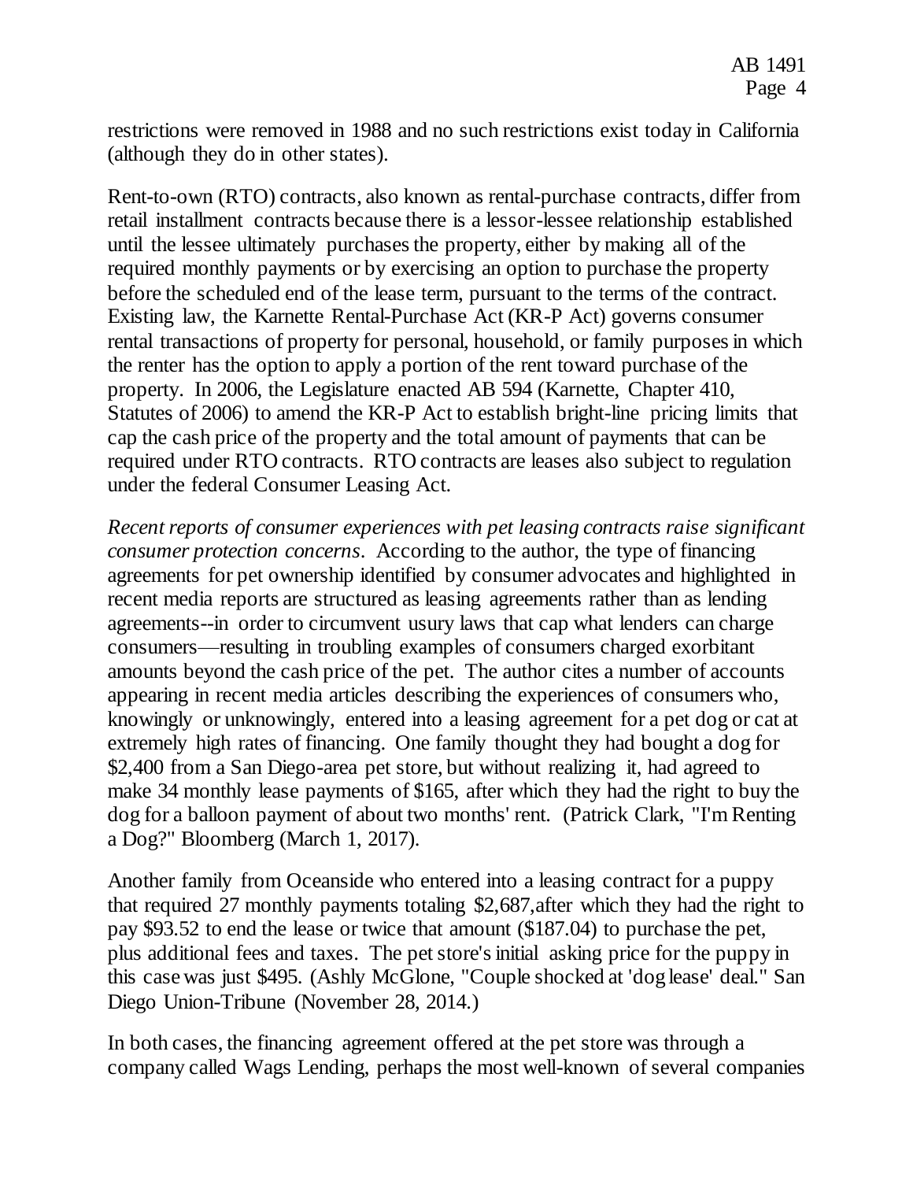restrictions were removed in 1988 and no such restrictions exist today in California (although they do in other states).

Rent-to-own (RTO) contracts, also known as rental-purchase contracts, differ from retail installment contracts because there is a lessor-lessee relationship established until the lessee ultimately purchases the property, either by making all of the required monthly payments or by exercising an option to purchase the property before the scheduled end of the lease term, pursuant to the terms of the contract. Existing law, the Karnette Rental-Purchase Act (KR-P Act) governs consumer rental transactions of property for personal, household, or family purposes in which the renter has the option to apply a portion of the rent toward purchase of the property. In 2006, the Legislature enacted AB 594 (Karnette, Chapter 410, Statutes of 2006) to amend the KR-P Act to establish bright-line pricing limits that cap the cash price of the property and the total amount of payments that can be required under RTO contracts. RTO contracts are leases also subject to regulation under the federal Consumer Leasing Act.

*Recent reports of consumer experiences with pet leasing contracts raise significant consumer protection concerns*. According to the author, the type of financing agreements for pet ownership identified by consumer advocates and highlighted in recent media reports are structured as leasing agreements rather than as lending agreements--in order to circumvent usury laws that cap what lenders can charge consumers—resulting in troubling examples of consumers charged exorbitant amounts beyond the cash price of the pet. The author cites a number of accounts appearing in recent media articles describing the experiences of consumers who, knowingly or unknowingly, entered into a leasing agreement for a pet dog or cat at extremely high rates of financing. One family thought they had bought a dog for $2,400 from a San Diego-area pet store, but without realizing it, had agreed to make 34 monthly lease payments of $165, after which they had the right to buy the dog for a balloon payment of about two months' rent. (Patrick Clark, "I'm Renting a Dog?" Bloomberg (March 1, 2017).

Another family from Oceanside who entered into a leasing contract for a puppy that required 27 monthly payments totaling $2,687, after which they had the right to pay $93.52 to end the lease or twice that amount ($187.04) to purchase the pet, plus additional fees and taxes. The pet store's initial asking price for the puppy in this case was just $495. (Ashly McGlone, "Couple shocked at 'dog lease' deal." San Diego Union-Tribune (November 28, 2014.)

In both cases, the financing agreement offered at the pet store was through a company called Wags Lending, perhaps the most well-known of several companies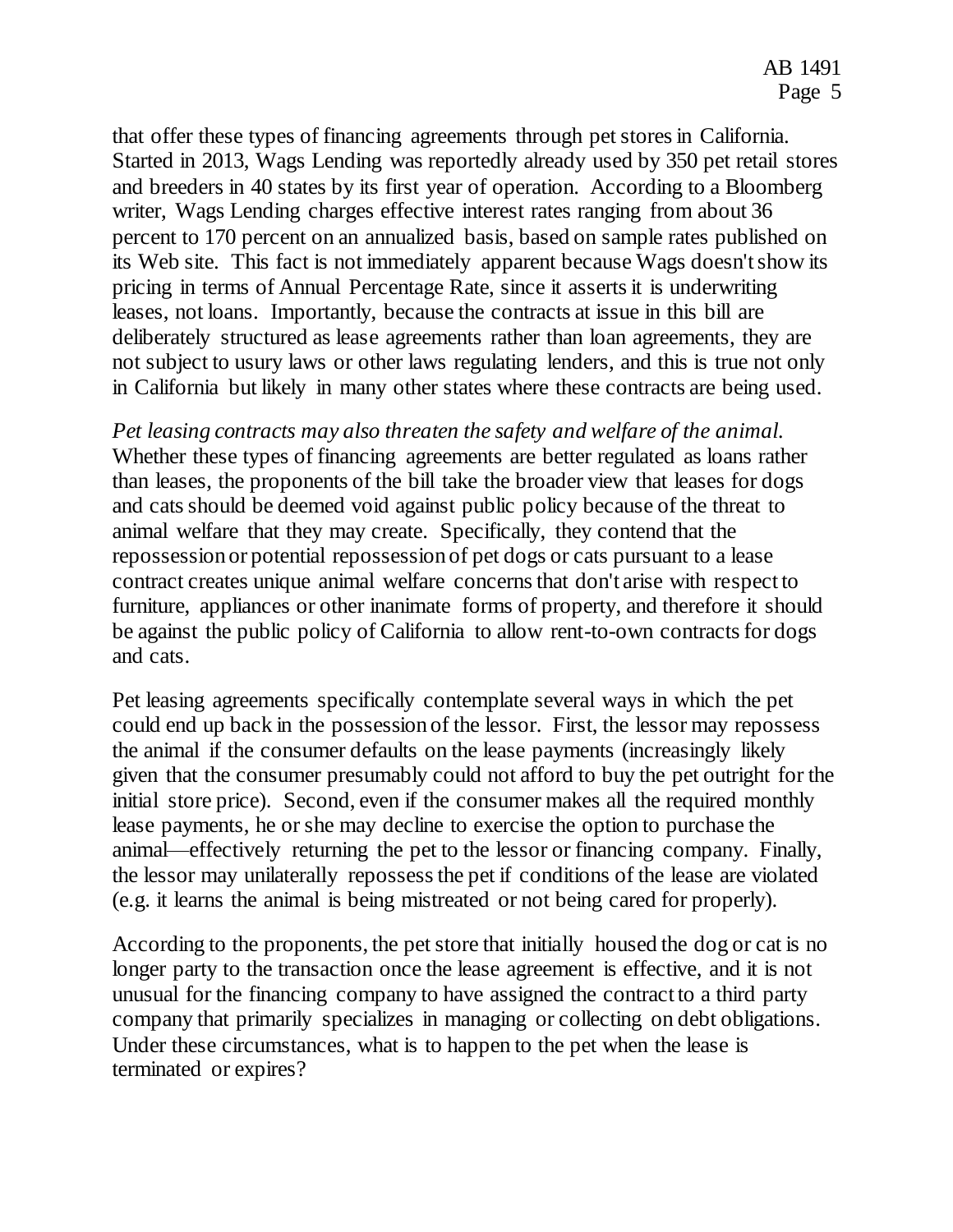that offer these types of financing agreements through pet stores in California. Started in 2013, Wags Lending was reportedly already used by 350 pet retail stores and breeders in 40 states by its first year of operation. According to a Bloomberg writer, Wags Lending charges effective interest rates ranging from about 36 percent to 170 percent on an annualized basis, based on sample rates published on its Web site. This fact is not immediately apparent because Wags doesn't show its pricing in terms of Annual Percentage Rate, since it asserts it is underwriting leases, not loans. Importantly, because the contracts at issue in this bill are deliberately structured as lease agreements rather than loan agreements, they are not subject to usury laws or other laws regulating lenders, and this is true not only in California but likely in many other states where these contracts are being used.

*Pet leasing contracts may also threaten the safety and welfare of the animal.* Whether these types of financing agreements are better regulated as loans rather than leases, the proponents of the bill take the broader view that leases for dogs and cats should be deemed void against public policy because of the threat to animal welfare that they may create. Specifically, they contend that the repossession or potential repossession of pet dogs or cats pursuant to a lease contract creates unique animal welfare concerns that don't arise with respect to furniture, appliances or other inanimate forms of property, and therefore it should be against the public policy of California to allow rent-to-own contracts for dogs and cats.

Pet leasing agreements specifically contemplate several ways in which the pet could end up back in the possession of the lessor. First, the lessor may repossess the animal if the consumer defaults on the lease payments (increasingly likely given that the consumer presumably could not afford to buy the pet outright for the initial store price). Second, even if the consumer makes all the required monthly lease payments, he or she may decline to exercise the option to purchase the animal—effectively returning the pet to the lessor or financing company. Finally, the lessor may unilaterally repossess the pet if conditions of the lease are violated (e.g. it learns the animal is being mistreated or not being cared for properly).

According to the proponents, the pet store that initially housed the dog or cat is no longer party to the transaction once the lease agreement is effective, and it is not unusual for the financing company to have assigned the contract to a third party company that primarily specializes in managing or collecting on debt obligations. Under these circumstances, what is to happen to the pet when the lease is terminated or expires?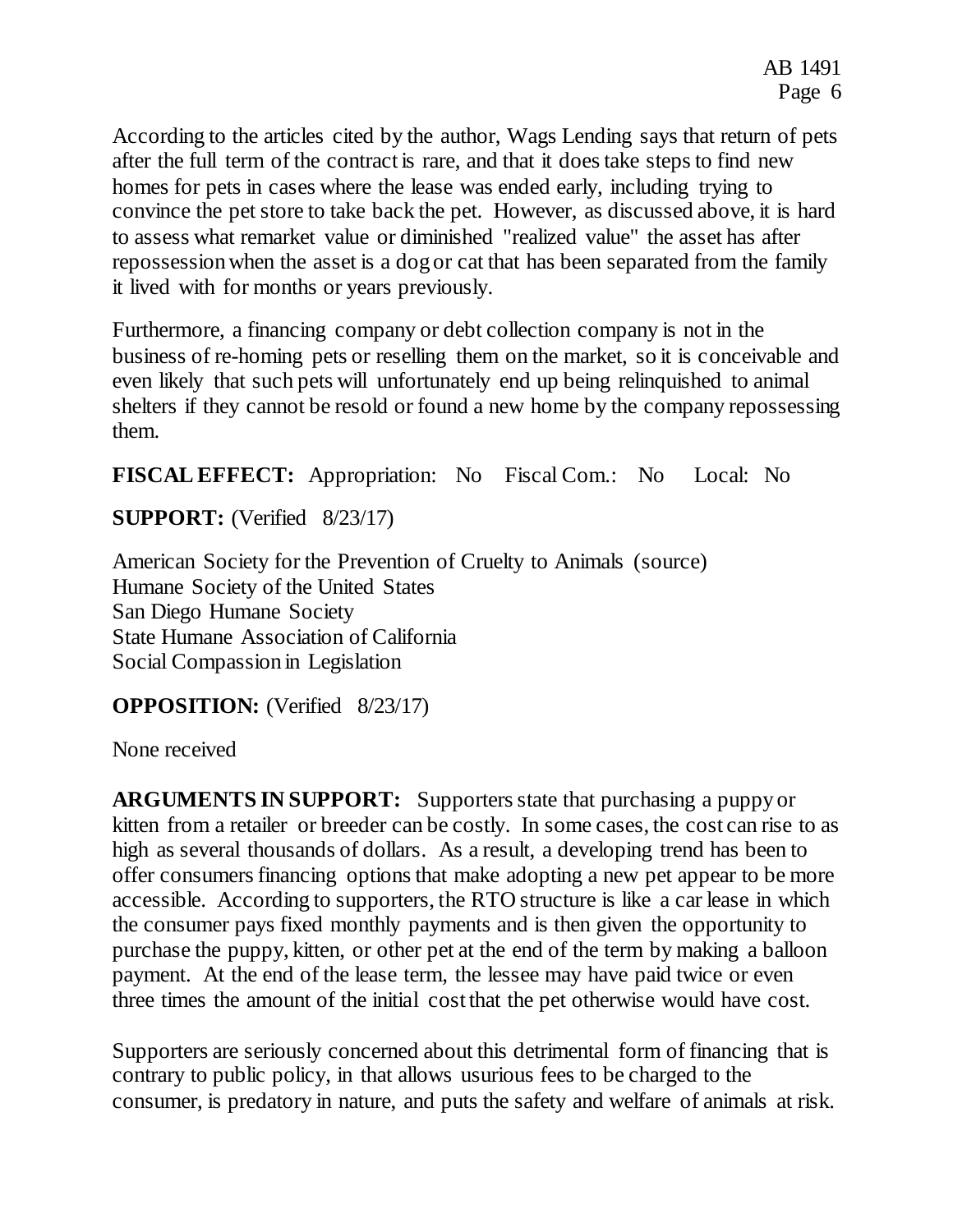According to the articles cited by the author, Wags Lending says that return of pets after the full term of the contract is rare, and that it does take steps to find new homes for pets in cases where the lease was ended early, including trying to convince the pet store to take back the pet. However, as discussed above, it is hard to assess what remarket value or diminished "realized value" the asset has after repossession when the asset is a dog or cat that has been separated from the family it lived with for months or years previously.

Furthermore, a financing company or debt collection company is not in the business of re-homing pets or reselling them on the market, so it is conceivable and even likely that such pets will unfortunately end up being relinquished to animal shelters if they cannot be resold or found a new home by the company repossessing them.

**FISCAL EFFECT:** Appropriation: No Fiscal Com.: No Local: No

**SUPPORT:** (Verified 8/23/17)

American Society for the Prevention of Cruelty to Animals (source)
Humane Society of the United States
San Diego Humane Society
State Humane Association of California
Social Compassion in Legislation

**OPPOSITION:** (Verified 8/23/17)

None received

**ARGUMENTS IN SUPPORT:** Supporters state that purchasing a puppy or kitten from a retailer or breeder can be costly. In some cases, the cost can rise to as high as several thousands of dollars. As a result, a developing trend has been to offer consumers financing options that make adopting a new pet appear to be more accessible. According to supporters, the RTO structure is like a car lease in which the consumer pays fixed monthly payments and is then given the opportunity to purchase the puppy, kitten, or other pet at the end of the term by making a balloon payment. At the end of the lease term, the lessee may have paid twice or even three times the amount of the initial cost that the pet otherwise would have cost.

Supporters are seriously concerned about this detrimental form of financing that is contrary to public policy, in that allows usurious fees to be charged to the consumer, is predatory in nature, and puts the safety and welfare of animals at risk.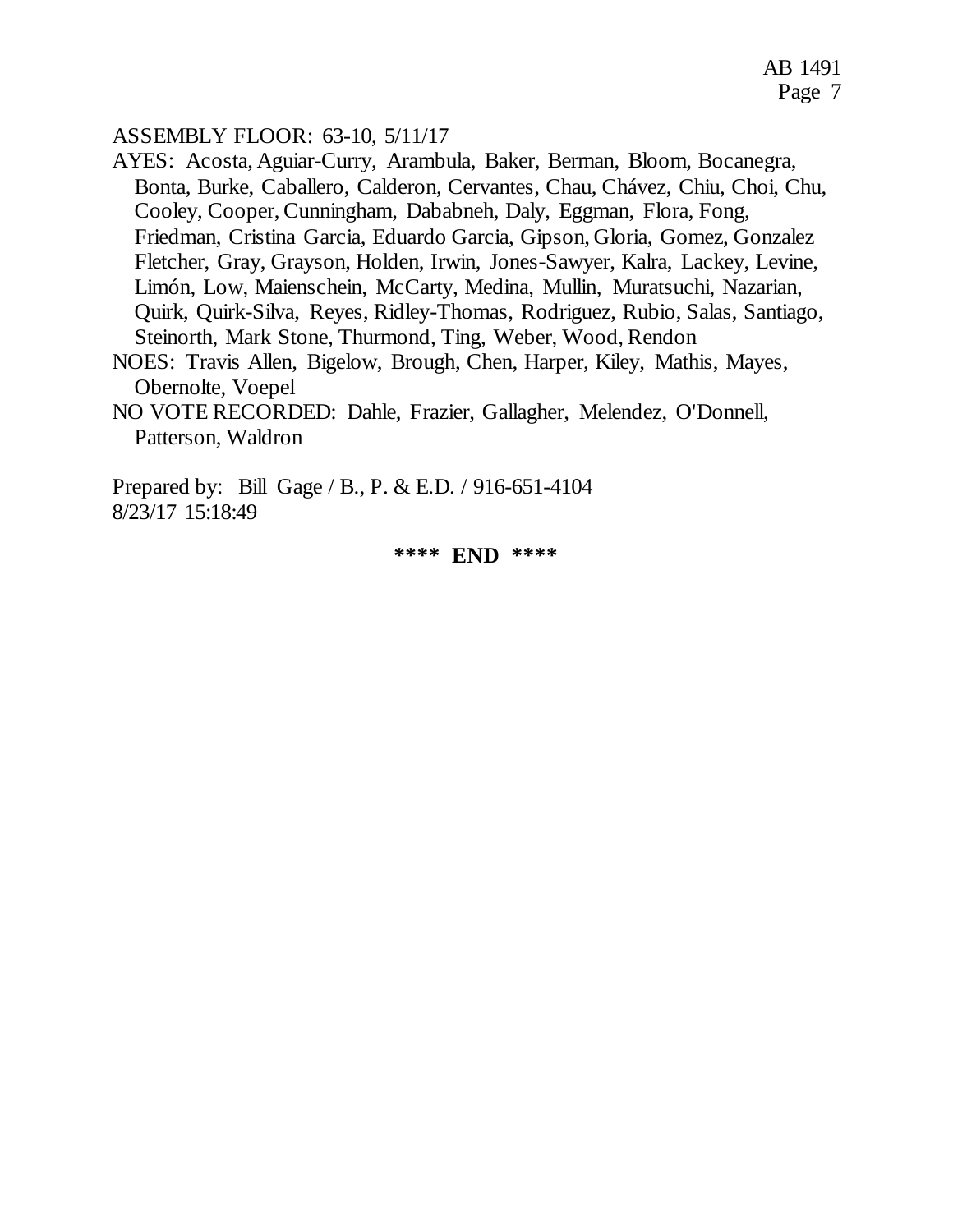ASSEMBLY FLOOR: 63-10, 5/11/17

AYES: Acosta, Aguiar-Curry, Arambula, Baker, Berman, Bloom, Bocanegra, Bonta, Burke, Caballero, Calderon, Cervantes, Chau, Chávez, Chiu, Choi, Chu, Cooley, Cooper, Cunningham, Dababneh, Daly, Eggman, Flora, Fong, Friedman, Cristina Garcia, Eduardo Garcia, Gipson, Gloria, Gomez, Gonzalez Fletcher, Gray, Grayson, Holden, Irwin, Jones-Sawyer, Kalra, Lackey, Levine, Limón, Low, Maienschein, McCarty, Medina, Mullin, Muratsuchi, Nazarian, Quirk, Quirk-Silva, Reyes, Ridley-Thomas, Rodriguez, Rubio, Salas, Santiago, Steinorth, Mark Stone, Thurmond, Ting, Weber, Wood, Rendon

NOES: Travis Allen, Bigelow, Brough, Chen, Harper, Kiley, Mathis, Mayes, Obernolte, Voepel

NO VOTE RECORDED: Dahle, Frazier, Gallagher, Melendez, O'Donnell, Patterson, Waldron

Prepared by: Bill Gage / B., P. & E.D. / 916-651-4104
8/23/17 15:18:49

**\*\*\*\* END \*\*\*\***